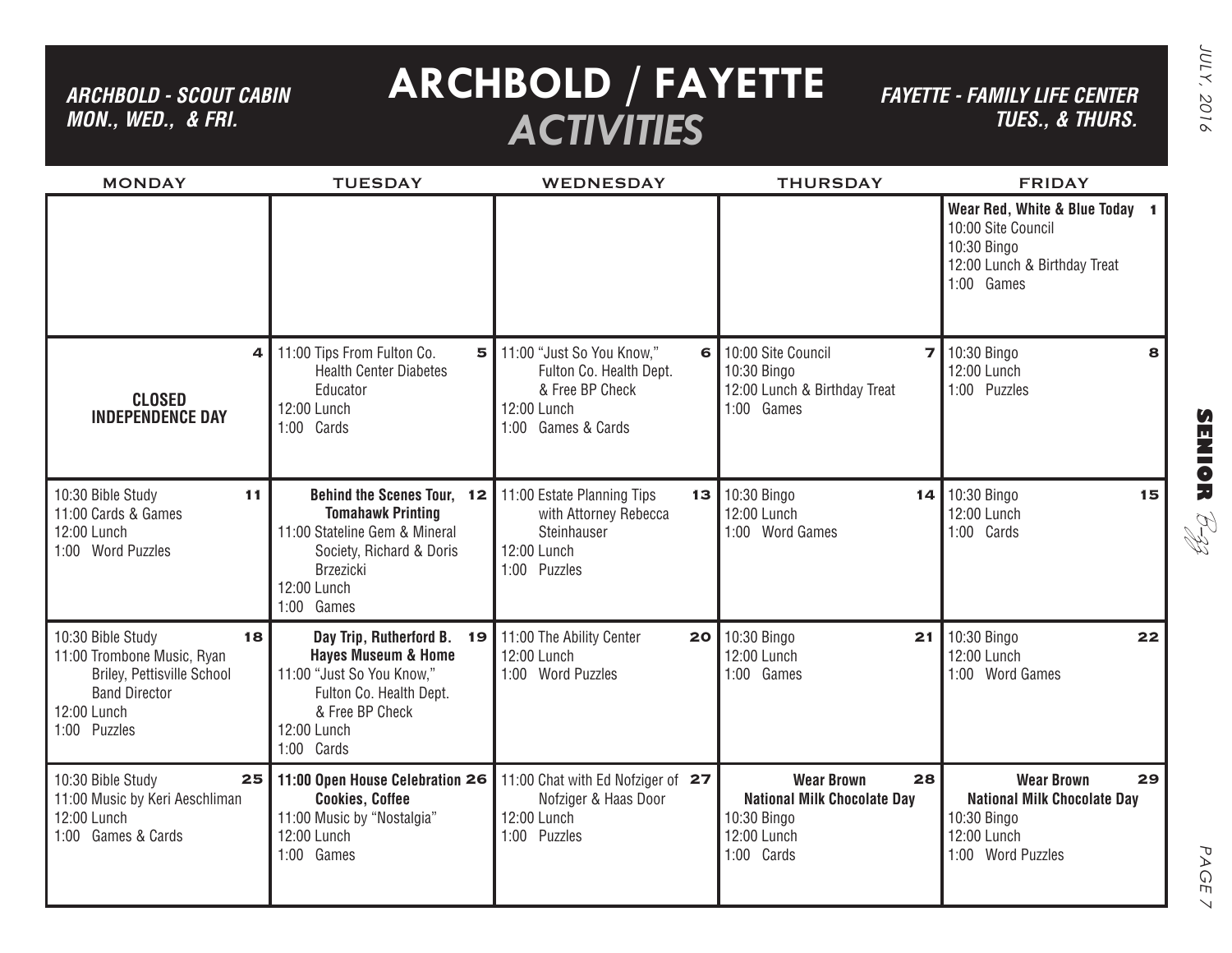# ARCHBOLD / FAYETTE *ACTIVITIES*

***ARCHBOLD - SCOUT CABIN MON., WED., & FRI.***

***FAYETTE - FAMILY LIFE CENTER TUES., & THURS.***

| MONDAY | TUESDAY | WEDNESDAY | THURSDAY | FRIDAY |
|---|---|---|---|---|
| | | | | **1** **Wear Red, White & Blue Today**<br>10:00 Site Council<br>10:30 Bingo<br>12:00 Lunch & Birthday Treat<br>1:00 Games |
| **4**<br>**CLOSED INDEPENDENCE DAY** | **5**<br>11:00 Tips From Fulton Co. Health Center Diabetes Educator<br>12:00 Lunch<br>1:00 Cards | **6**<br>11:00 "Just So You Know," Fulton Co. Health Dept. & Free BP Check<br>12:00 Lunch<br>1:00 Games & Cards | **7**<br>10:00 Site Council<br>10:30 Bingo<br>12:00 Lunch & Birthday Treat<br>1:00 Games | **8**<br>10:30 Bingo<br>12:00 Lunch<br>1:00 Puzzles |
| **11**<br>10:30 Bible Study<br>11:00 Cards & Games<br>12:00 Lunch<br>1:00 Word Puzzles | **12**<br>**Behind the Scenes Tour, Tomahawk Printing**<br>11:00 Stateline Gem & Mineral Society, Richard & Doris Brzezicki<br>12:00 Lunch<br>1:00 Games | **13**<br>11:00 Estate Planning Tips with Attorney Rebecca Steinhauser<br>12:00 Lunch<br>1:00 Puzzles | **14**<br>10:30 Bingo<br>12:00 Lunch<br>1:00 Word Games | **15**<br>10:30 Bingo<br>12:00 Lunch<br>1:00 Cards |
| **18**<br>10:30 Bible Study<br>11:00 Trombone Music, Ryan Briley, Pettisville School Band Director<br>12:00 Lunch<br>1:00 Puzzles | **19**<br>**Day Trip, Rutherford B. Hayes Museum & Home**<br>11:00 "Just So You Know," Fulton Co. Health Dept. & Free BP Check<br>12:00 Lunch<br>1:00 Cards | **20**<br>11:00 The Ability Center<br>12:00 Lunch<br>1:00 Word Puzzles | **21**<br>10:30 Bingo<br>12:00 Lunch<br>1:00 Games | **22**<br>10:30 Bingo<br>12:00 Lunch<br>1:00 Word Games |
| **25**<br>10:30 Bible Study<br>11:00 Music by Keri Aeschliman<br>12:00 Lunch<br>1:00 Games & Cards | **26**<br>**11:00 Open House Celebration Cookies, Coffee**<br>11:00 Music by "Nostalgia"<br>12:00 Lunch<br>1:00 Games | **27**<br>11:00 Chat with Ed Nofziger of Nofziger & Haas Door<br>12:00 Lunch<br>1:00 Puzzles | **28**<br>**Wear Brown National Milk Chocolate Day**<br>10:30 Bingo<br>12:00 Lunch<br>1:00 Cards | **29**<br>**Wear Brown National Milk Chocolate Day**<br>10:30 Bingo<br>12:00 Lunch<br>1:00 Word Puzzles |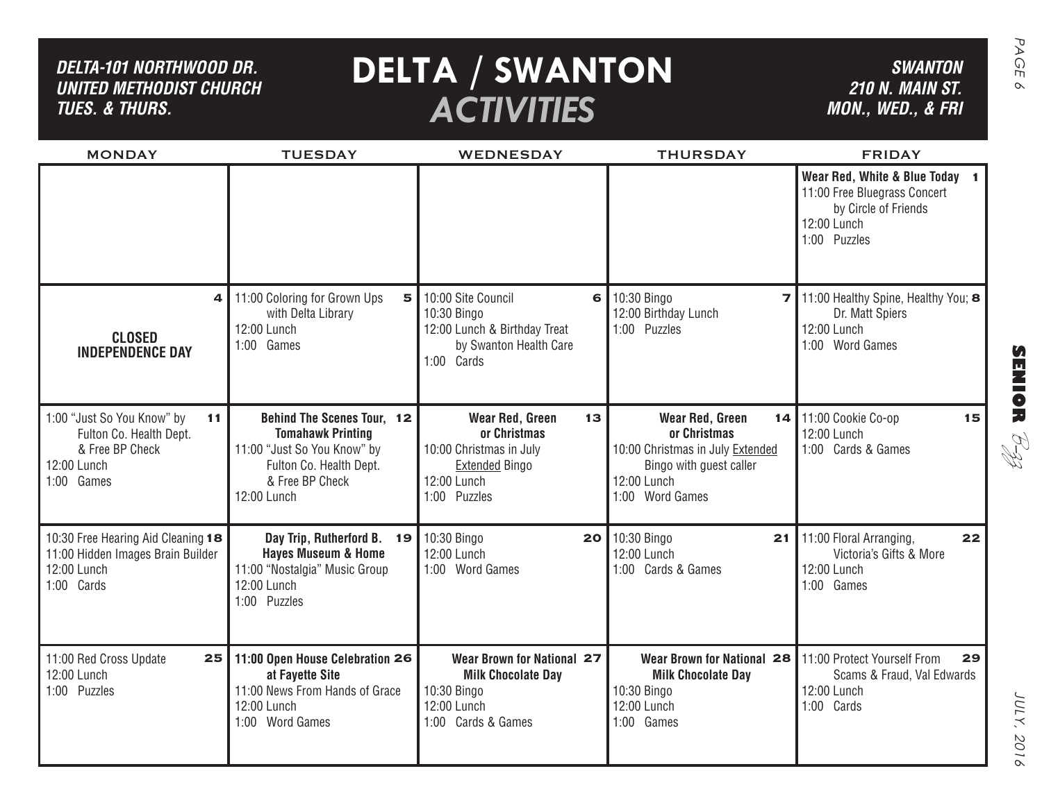*DELTA-101 NORTHWOOD DR.*
*UNITED METHODIST CHURCH*
*TUES. & THURS.*

# DELTA / SWANTON *ACTIVITIES*

*SWANTON*
*210 N. MAIN ST.*
*MON., WED., & FRI*

| MONDAY | TUESDAY | WEDNESDAY | THURSDAY | FRIDAY |
|---|---|---|---|---|
| | | | | **1** **Wear Red, White & Blue Today** 11:00 Free Bluegrass Concert by Circle of Friends 12:00 Lunch 1:00 Puzzles |
| **4** **CLOSED INDEPENDENCE DAY** | **5** 11:00 Coloring for Grown Ups with Delta Library 12:00 Lunch 1:00 Games | **6** 10:00 Site Council 10:30 Bingo 12:00 Lunch & Birthday Treat by Swanton Health Care 1:00 Cards | **7** 10:30 Bingo 12:00 Birthday Lunch 1:00 Puzzles | **8** 11:00 Healthy Spine, Healthy You; Dr. Matt Spiers 12:00 Lunch 1:00 Word Games |
| **11** 1:00 "Just So You Know" by Fulton Co. Health Dept. & Free BP Check 12:00 Lunch 1:00 Games | **12** **Behind The Scenes Tour, Tomahawk Printing** 11:00 "Just So You Know" by Fulton Co. Health Dept. & Free BP Check 12:00 Lunch | **13** **Wear Red, Green or Christmas** 10:00 Christmas in July Extended Bingo 12:00 Lunch 1:00 Puzzles | **14** **Wear Red, Green or Christmas** 10:00 Christmas in July Extended Bingo with guest caller 12:00 Lunch 1:00 Word Games | **15** 11:00 Cookie Co-op 12:00 Lunch 1:00 Cards & Games |
| **18** 10:30 Free Hearing Aid Cleaning 11:00 Hidden Images Brain Builder 12:00 Lunch 1:00 Cards | **19** **Day Trip, Rutherford B. Hayes Museum & Home** 11:00 "Nostalgia" Music Group 12:00 Lunch 1:00 Puzzles | **20** 10:30 Bingo 12:00 Lunch 1:00 Word Games | **21** 10:30 Bingo 12:00 Lunch 1:00 Cards & Games | **22** 11:00 Floral Arranging, Victoria's Gifts & More 12:00 Lunch 1:00 Games |
| **25** 11:00 Red Cross Update 12:00 Lunch 1:00 Puzzles | **26** **11:00 Open House Celebration at Fayette Site** 11:00 News From Hands of Grace 12:00 Lunch 1:00 Word Games | **27** **Wear Brown for National Milk Chocolate Day** 10:30 Bingo 12:00 Lunch 1:00 Cards & Games | **28** **Wear Brown for National Milk Chocolate Day** 10:30 Bingo 12:00 Lunch 1:00 Games | **29** 11:00 Protect Yourself From Scams & Fraud, Val Edwards 12:00 Lunch 1:00 Cards |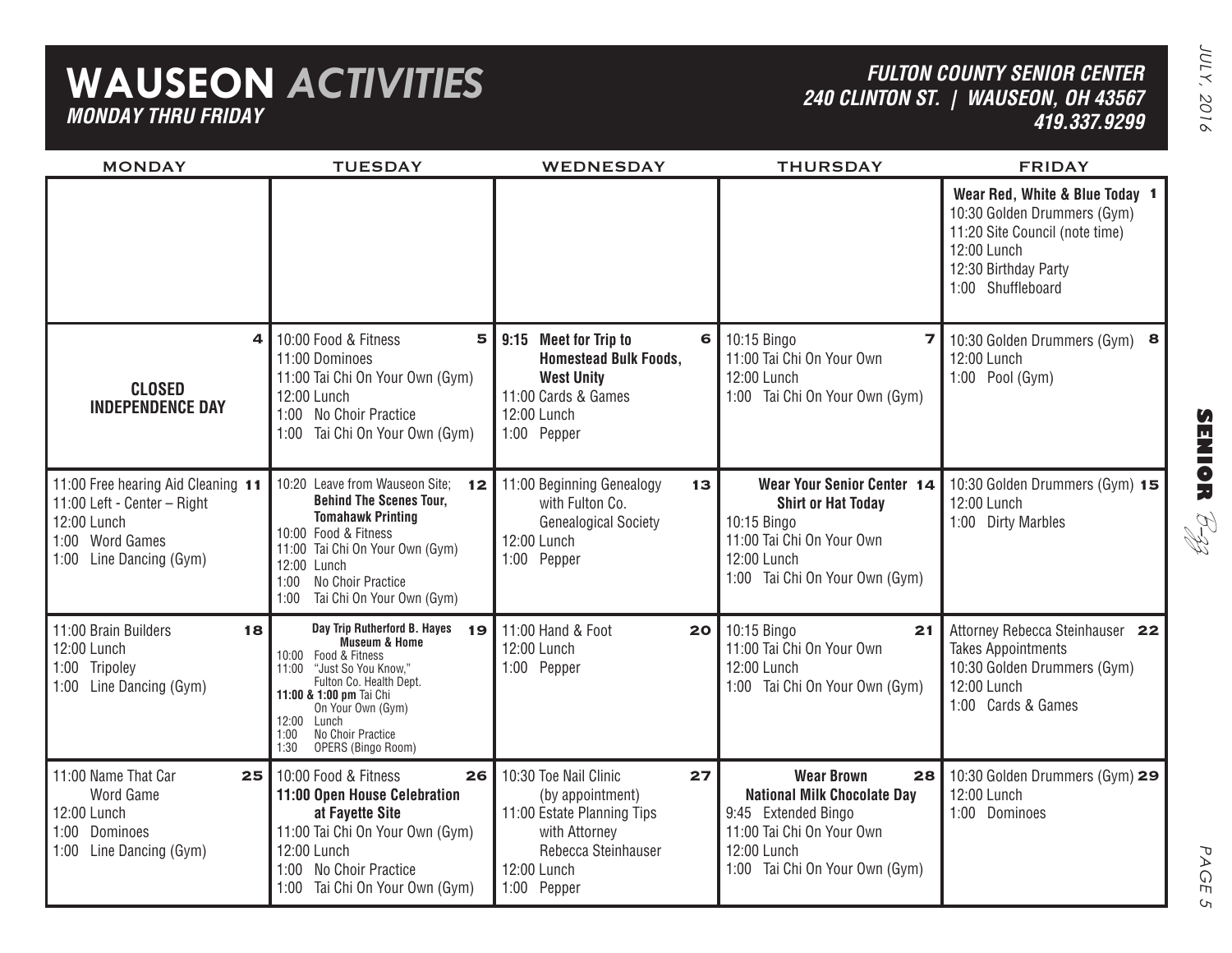# WAUSEON *ACTIVITIES*

***MONDAY THRU FRIDAY***

***FULTON COUNTY SENIOR CENTER***
***240 CLINTON ST. | WAUSEON, OH 43567***
***419.337.9299***

| MONDAY | TUESDAY | WEDNESDAY | THURSDAY | FRIDAY |
|---|---|---|---|---|
| | | | | **1** **Wear Red, White & Blue Today**<br>10:30 Golden Drummers (Gym)<br>11:20 Site Council (note time)<br>12:00 Lunch<br>12:30 Birthday Party<br>1:00 Shuffleboard |
| **4**<br>**CLOSED INDEPENDENCE DAY** | **5**<br>10:00 Food & Fitness<br>11:00 Dominoes<br>11:00 Tai Chi On Your Own (Gym)<br>12:00 Lunch<br>1:00 No Choir Practice<br>1:00 Tai Chi On Your Own (Gym) | **6**<br>**9:15 Meet for Trip to Homestead Bulk Foods, West Unity**<br>11:00 Cards & Games<br>12:00 Lunch<br>1:00 Pepper | **7**<br>10:15 Bingo<br>11:00 Tai Chi On Your Own<br>12:00 Lunch<br>1:00 Tai Chi On Your Own (Gym) | **8**<br>10:30 Golden Drummers (Gym)<br>12:00 Lunch<br>1:00 Pool (Gym) |
| **11**<br>11:00 Free hearing Aid Cleaning<br>11:00 Left - Center – Right<br>12:00 Lunch<br>1:00 Word Games<br>1:00 Line Dancing (Gym) | **12**<br>10:20 Leave from Wauseon Site; **Behind The Scenes Tour, Tomahawk Printing**<br>10:00 Food & Fitness<br>11:00 Tai Chi On Your Own (Gym)<br>12:00 Lunch<br>1:00 No Choir Practice<br>1:00 Tai Chi On Your Own (Gym) | **13**<br>11:00 Beginning Genealogy with Fulton Co. Genealogical Society<br>12:00 Lunch<br>1:00 Pepper | **14**<br>**Wear Your Senior Center Shirt or Hat Today**<br>10:15 Bingo<br>11:00 Tai Chi On Your Own<br>12:00 Lunch<br>1:00 Tai Chi On Your Own (Gym) | **15**<br>10:30 Golden Drummers (Gym)<br>12:00 Lunch<br>1:00 Dirty Marbles |
| **18**<br>11:00 Brain Builders<br>12:00 Lunch<br>1:00 Tripoley<br>1:00 Line Dancing (Gym) | **19**<br>**Day Trip Rutherford B. Hayes Museum & Home**<br>10:00 Food & Fitness<br>11:00 "Just So You Know," Fulton Co. Health Dept.<br>**11:00 & 1:00 pm** Tai Chi On Your Own (Gym)<br>12:00 Lunch<br>1:00 No Choir Practice<br>1:30 OPERS (Bingo Room) | **20**<br>11:00 Hand & Foot<br>12:00 Lunch<br>1:00 Pepper | **21**<br>10:15 Bingo<br>11:00 Tai Chi On Your Own<br>12:00 Lunch<br>1:00 Tai Chi On Your Own (Gym) | **22**<br>Attorney Rebecca Steinhauser Takes Appointments<br>10:30 Golden Drummers (Gym)<br>12:00 Lunch<br>1:00 Cards & Games |
| **25**<br>11:00 Name That Car Word Game<br>12:00 Lunch<br>1:00 Dominoes<br>1:00 Line Dancing (Gym) | **26**<br>10:00 Food & Fitness<br>**11:00 Open House Celebration at Fayette Site**<br>11:00 Tai Chi On Your Own (Gym)<br>12:00 Lunch<br>1:00 No Choir Practice<br>1:00 Tai Chi On Your Own (Gym) | **27**<br>10:30 Toe Nail Clinic (by appointment)<br>11:00 Estate Planning Tips with Attorney Rebecca Steinhauser<br>12:00 Lunch<br>1:00 Pepper | **28**<br>**Wear Brown National Milk Chocolate Day**<br>9:45 Extended Bingo<br>11:00 Tai Chi On Your Own<br>12:00 Lunch<br>1:00 Tai Chi On Your Own (Gym) | **29**<br>10:30 Golden Drummers (Gym)<br>12:00 Lunch<br>1:00 Dominoes |